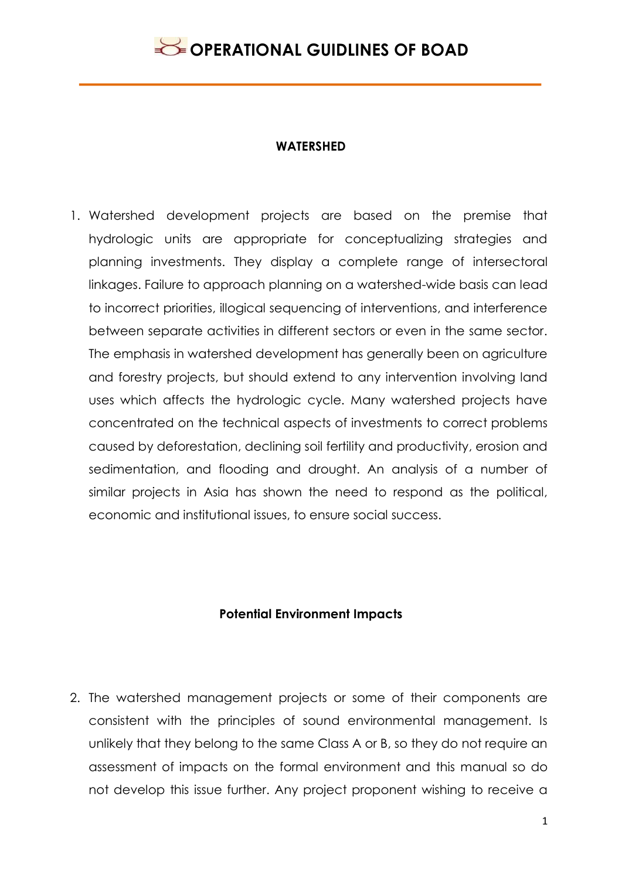## WATERSHED

1. Watershed development projects are based on the premise that hydrologic units are appropriate for conceptualizing strategies and planning investments. They display a complete range of intersectoral linkages. Failure to approach planning on a watershed-wide basis can lead to incorrect priorities, illogical sequencing of interventions, and interference between separate activities in different sectors or even in the same sector. The emphasis in watershed development has generally been on agriculture and forestry projects, but should extend to any intervention involving land uses which affects the hydrologic cycle. Many watershed projects have concentrated on the technical aspects of investments to correct problems caused by deforestation, declining soil fertility and productivity, erosion and sedimentation, and flooding and drought. An analysis of a number of similar projects in Asia has shown the need to respond as the political, economic and institutional issues, to ensure social success.

### Potential Environment Impacts

2. The watershed management projects or some of their components are consistent with the principles of sound environmental management. Is unlikely that they belong to the same Class A or B, so they do not require an assessment of impacts on the formal environment and this manual so do not develop this issue further. Any project proponent wishing to receive a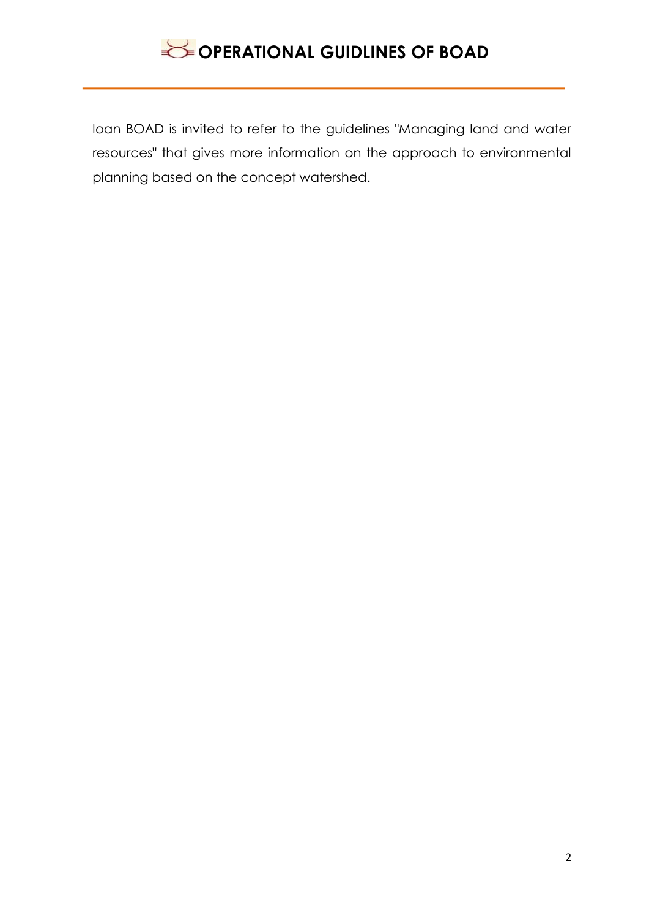loan BOAD is invited to refer to the guidelines "Managing land and water resources" that gives more information on the approach to environmental planning based on the concept watershed.